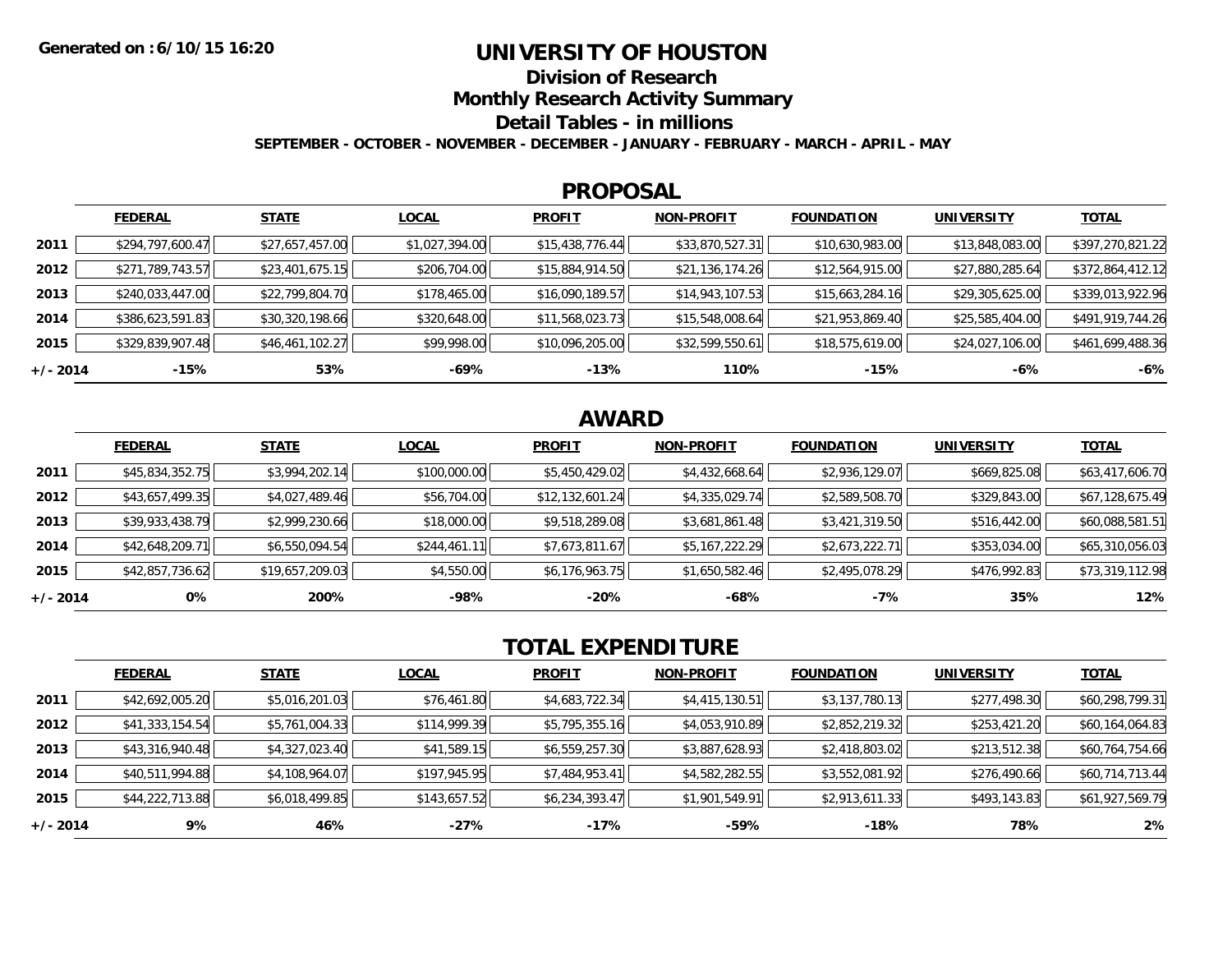Generated on :6/10/15 16:20

# UNIVERSITY OF HOUSTON

## Division of Research

## Monthly Research Activity Summary

## Detail Tables - in millions

**SEPTEMBER - OCTOBER - NOVEMBER - DECEMBER - JANUARY - FEBRUARY - MARCH - APRIL - MAY**

## PROPOSAL

| | FEDERAL | STATE | LOCAL | PROFIT | NON-PROFIT | FOUNDATION | UNIVERSITY | TOTAL |
|---|---|---|---|---|---|---|---|---|
| 2011 | $294,797,600.47 | $27,657,457.00 | $1,027,394.00 | $15,438,776.44 | $33,870,527.31 | $10,630,983.00 | $13,848,083.00 | $397,270,821.22 |
| 2012 | $271,789,743.57 | $23,401,675.15 | $206,704.00 | $15,884,914.50 | $21,136,174.26 | $12,564,915.00 | $27,880,285.64 | $372,864,412.12 |
| 2013 | $240,033,447.00 | $22,799,804.70 | $178,465.00 | $16,090,189.57 | $14,943,107.53 | $15,663,284.16 | $29,305,625.00 | $339,013,922.96 |
| 2014 | $386,623,591.83 | $30,320,198.66 | $320,648.00 | $11,568,023.73 | $15,548,008.64 | $21,953,869.40 | $25,585,404.00 | $491,919,744.26 |
| 2015 | $329,839,907.48 | $46,461,102.27 | $99,998.00 | $10,096,205.00 | $32,599,550.61 | $18,575,619.00 | $24,027,106.00 | $461,699,488.36 |
| +/- 2014 | -15% | 53% | -69% | -13% | 110% | -15% | -6% | -6% |

## AWARD

| | FEDERAL | STATE | LOCAL | PROFIT | NON-PROFIT | FOUNDATION | UNIVERSITY | TOTAL |
|---|---|---|---|---|---|---|---|---|
| 2011 | $45,834,352.75 | $3,994,202.14 | $100,000.00 | $5,450,429.02 | $4,432,668.64 | $2,936,129.07 | $669,825.08 | $63,417,606.70 |
| 2012 | $43,657,499.35 | $4,027,489.46 | $56,704.00 | $12,132,601.24 | $4,335,029.74 | $2,589,508.70 | $329,843.00 | $67,128,675.49 |
| 2013 | $39,933,438.79 | $2,999,230.66 | $18,000.00 | $9,518,289.08 | $3,681,861.48 | $3,421,319.50 | $516,442.00 | $60,088,581.51 |
| 2014 | $42,648,209.71 | $6,550,094.54 | $244,461.11 | $7,673,811.67 | $5,167,222.29 | $2,673,222.71 | $353,034.00 | $65,310,056.03 |
| 2015 | $42,857,736.62 | $19,657,209.03 | $4,550.00 | $6,176,963.75 | $1,650,582.46 | $2,495,078.29 | $476,992.83 | $73,319,112.98 |
| +/- 2014 | 0% | 200% | -98% | -20% | -68% | -7% | 35% | 12% |

## TOTAL EXPENDITURE

| | FEDERAL | STATE | LOCAL | PROFIT | NON-PROFIT | FOUNDATION | UNIVERSITY | TOTAL |
|---|---|---|---|---|---|---|---|---|
| 2011 | $42,692,005.20 | $5,016,201.03 | $76,461.80 | $4,683,722.34 | $4,415,130.51 | $3,137,780.13 | $277,498.30 | $60,298,799.31 |
| 2012 | $41,333,154.54 | $5,761,004.33 | $114,999.39 | $5,795,355.16 | $4,053,910.89 | $2,852,219.32 | $253,421.20 | $60,164,064.83 |
| 2013 | $43,316,940.48 | $4,327,023.40 | $41,589.15 | $6,559,257.30 | $3,887,628.93 | $2,418,803.02 | $213,512.38 | $60,764,754.66 |
| 2014 | $40,511,994.88 | $4,108,964.07 | $197,945.95 | $7,484,953.41 | $4,582,282.55 | $3,552,081.92 | $276,490.66 | $60,714,713.44 |
| 2015 | $44,222,713.88 | $6,018,499.85 | $143,657.52 | $6,234,393.47 | $1,901,549.91 | $2,913,611.33 | $493,143.83 | $61,927,569.79 |
| +/- 2014 | 9% | 46% | -27% | -17% | -59% | -18% | 78% | 2% |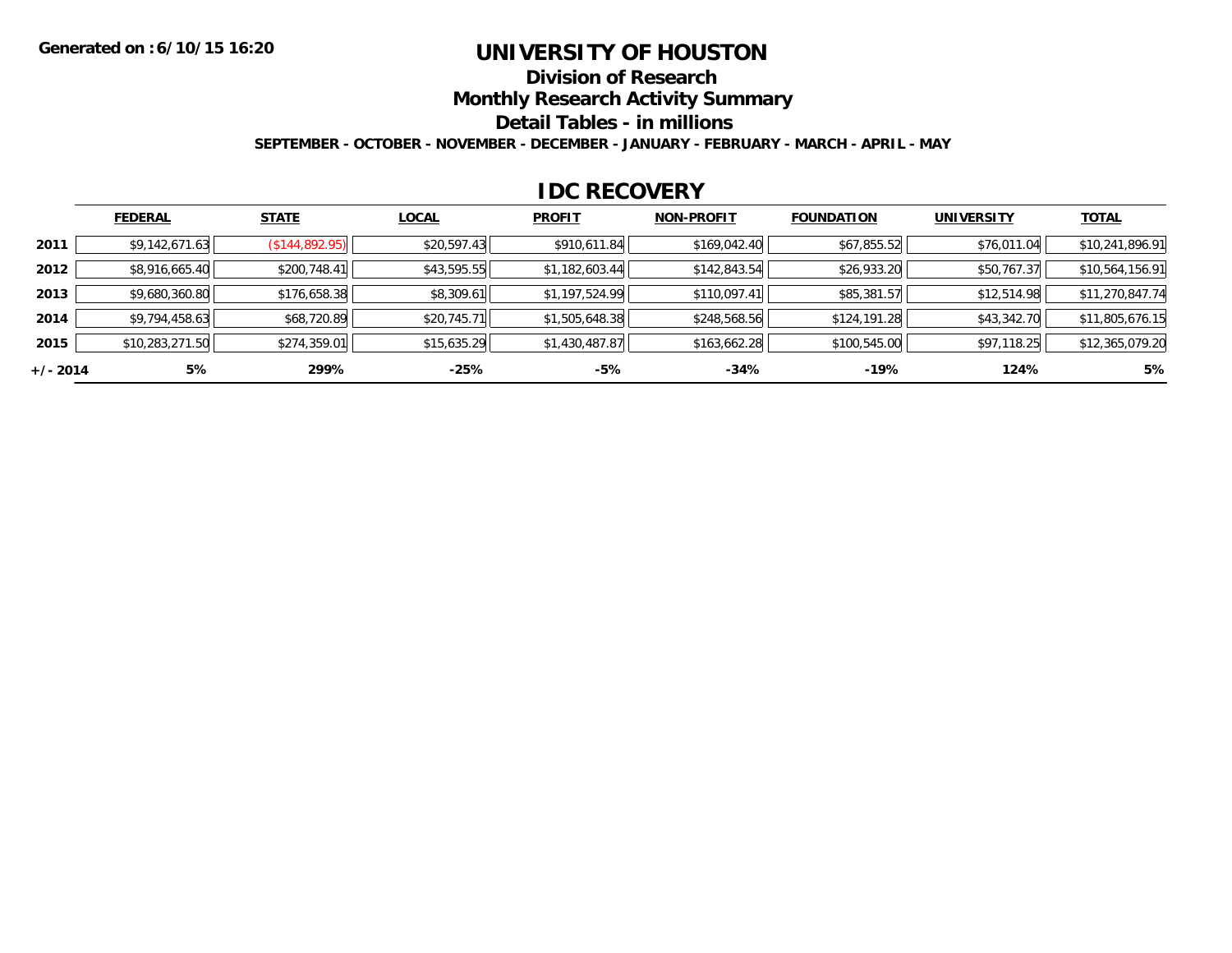Generated on :6/10/15 16:20

# UNIVERSITY OF HOUSTON

## Division of Research

## Monthly Research Activity Summary

## Detail Tables - in millions

**SEPTEMBER - OCTOBER - NOVEMBER - DECEMBER - JANUARY - FEBRUARY - MARCH - APRIL - MAY**

## IDC RECOVERY

| | FEDERAL | STATE | LOCAL | PROFIT | NON-PROFIT | FOUNDATION | UNIVERSITY | TOTAL |
|---|---|---|---|---|---|---|---|---|
| **2011** | $9,142,671.63 | ($144,892.95) | $20,597.43 | $910,611.84 | $169,042.40 | $67,855.52 | $76,011.04 | $10,241,896.91 |
| **2012** | $8,916,665.40 | $200,748.41 | $43,595.55 | $1,182,603.44 | $142,843.54 | $26,933.20 | $50,767.37 | $10,564,156.91 |
| **2013** | $9,680,360.80 | $176,658.38 | $8,309.61 | $1,197,524.99 | $110,097.41 | $85,381.57 | $12,514.98 | $11,270,847.74 |
| **2014** | $9,794,458.63 | $68,720.89 | $20,745.71 | $1,505,648.38 | $248,568.56 | $124,191.28 | $43,342.70 | $11,805,676.15 |
| **2015** | $10,283,271.50 | $274,359.01 | $15,635.29 | $1,430,487.87 | $163,662.28 | $100,545.00 | $97,118.25 | $12,365,079.20 |
| **+/- 2014** | **5%** | **299%** | **-25%** | **-5%** | **-34%** | **-19%** | **124%** | **5%** |